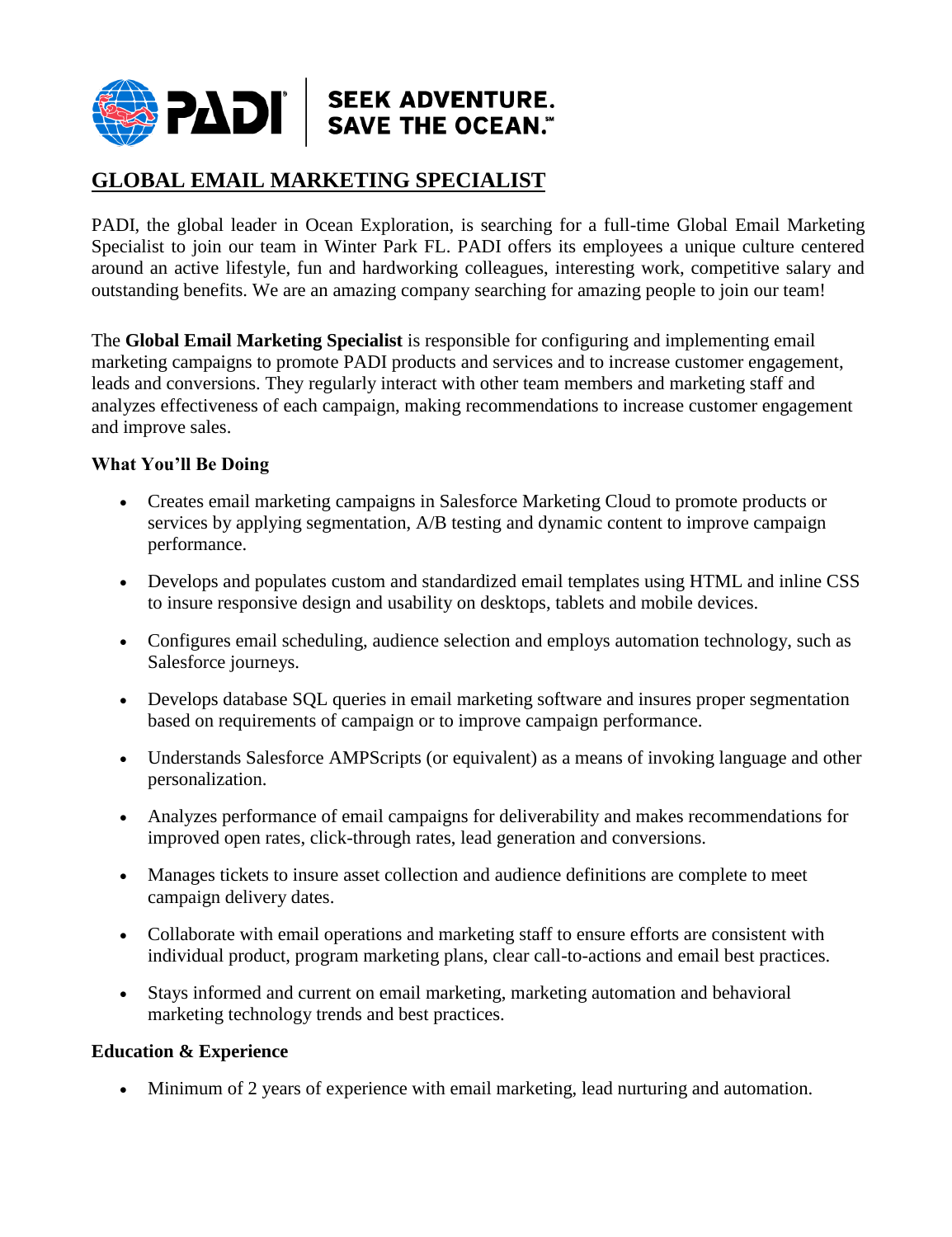PADI | SEEK ADVENTURE. SAVE THE OCEAN.℠

# GLOBAL EMAIL MARKETING SPECIALIST

PADI, the global leader in Ocean Exploration, is searching for a full-time Global Email Marketing Specialist to join our team in Winter Park FL. PADI offers its employees a unique culture centered around an active lifestyle, fun and hardworking colleagues, interesting work, competitive salary and outstanding benefits. We are an amazing company searching for amazing people to join our team!

The **Global Email Marketing Specialist** is responsible for configuring and implementing email marketing campaigns to promote PADI products and services and to increase customer engagement, leads and conversions. They regularly interact with other team members and marketing staff and analyzes effectiveness of each campaign, making recommendations to increase customer engagement and improve sales.

### What You'll Be Doing

- Creates email marketing campaigns in Salesforce Marketing Cloud to promote products or services by applying segmentation, A/B testing and dynamic content to improve campaign performance.
- Develops and populates custom and standardized email templates using HTML and inline CSS to insure responsive design and usability on desktops, tablets and mobile devices.
- Configures email scheduling, audience selection and employs automation technology, such as Salesforce journeys.
- Develops database SQL queries in email marketing software and insures proper segmentation based on requirements of campaign or to improve campaign performance.
- Understands Salesforce AMPScripts (or equivalent) as a means of invoking language and other personalization.
- Analyzes performance of email campaigns for deliverability and makes recommendations for improved open rates, click-through rates, lead generation and conversions.
- Manages tickets to insure asset collection and audience definitions are complete to meet campaign delivery dates.
- Collaborate with email operations and marketing staff to ensure efforts are consistent with individual product, program marketing plans, clear call-to-actions and email best practices.
- Stays informed and current on email marketing, marketing automation and behavioral marketing technology trends and best practices.

### Education & Experience

- Minimum of 2 years of experience with email marketing, lead nurturing and automation.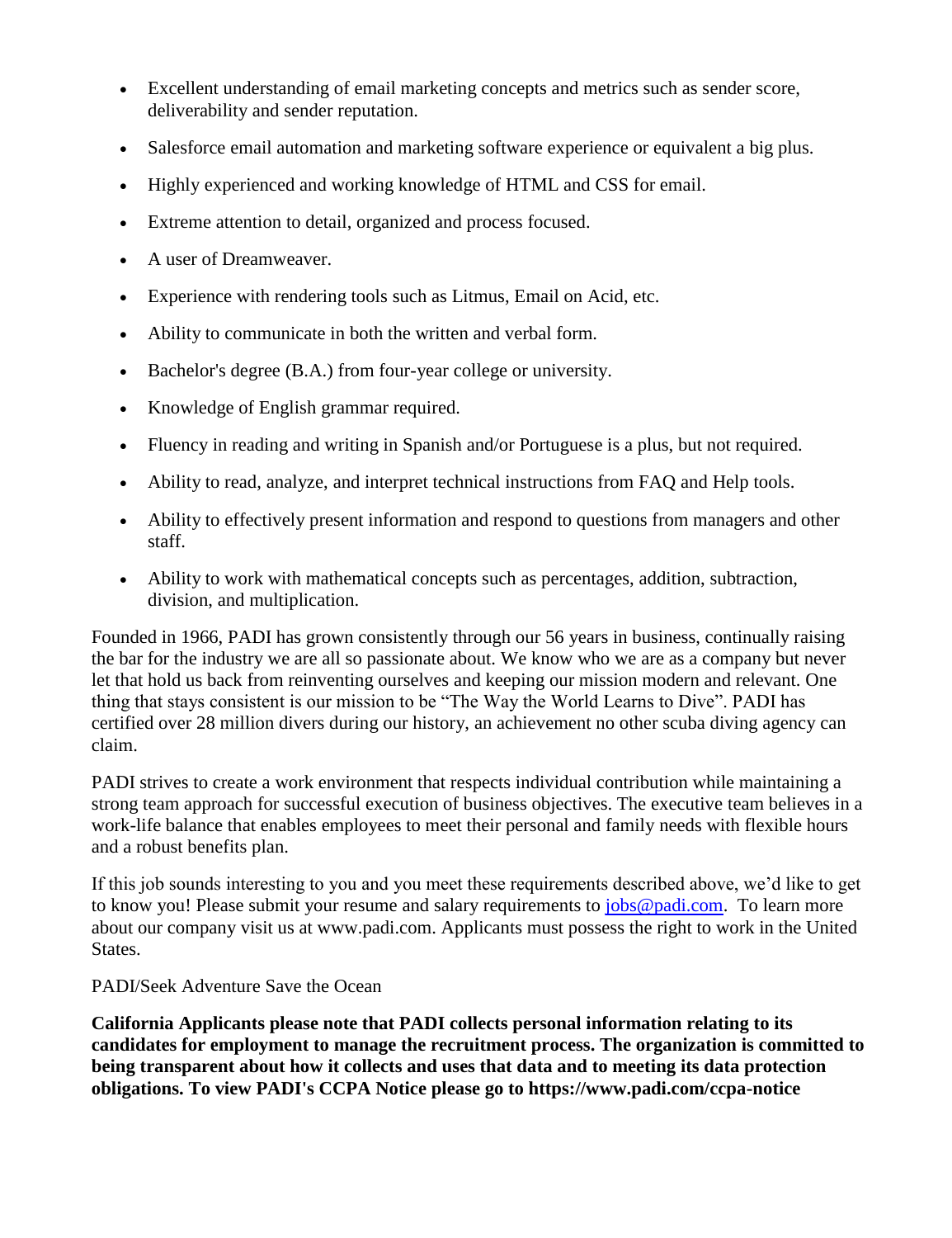- Excellent understanding of email marketing concepts and metrics such as sender score, deliverability and sender reputation.
- Salesforce email automation and marketing software experience or equivalent a big plus.
- Highly experienced and working knowledge of HTML and CSS for email.
- Extreme attention to detail, organized and process focused.
- A user of Dreamweaver.
- Experience with rendering tools such as Litmus, Email on Acid, etc.
- Ability to communicate in both the written and verbal form.
- Bachelor's degree (B.A.) from four-year college or university.
- Knowledge of English grammar required.
- Fluency in reading and writing in Spanish and/or Portuguese is a plus, but not required.
- Ability to read, analyze, and interpret technical instructions from FAQ and Help tools.
- Ability to effectively present information and respond to questions from managers and other staff.
- Ability to work with mathematical concepts such as percentages, addition, subtraction, division, and multiplication.

Founded in 1966, PADI has grown consistently through our 56 years in business, continually raising the bar for the industry we are all so passionate about. We know who we are as a company but never let that hold us back from reinventing ourselves and keeping our mission modern and relevant. One thing that stays consistent is our mission to be "The Way the World Learns to Dive". PADI has certified over 28 million divers during our history, an achievement no other scuba diving agency can claim.

PADI strives to create a work environment that respects individual contribution while maintaining a strong team approach for successful execution of business objectives. The executive team believes in a work-life balance that enables employees to meet their personal and family needs with flexible hours and a robust benefits plan.

If this job sounds interesting to you and you meet these requirements described above, we'd like to get to know you! Please submit your resume and salary requirements to [jobs@padi.com](mailto:jobs@padi.com). To learn more about our company visit us at www.padi.com. Applicants must possess the right to work in the United States.

PADI/Seek Adventure Save the Ocean

**California Applicants please note that PADI collects personal information relating to its candidates for employment to manage the recruitment process. The organization is committed to being transparent about how it collects and uses that data and to meeting its data protection obligations. To view PADI's CCPA Notice please go to https://www.padi.com/ccpa-notice**